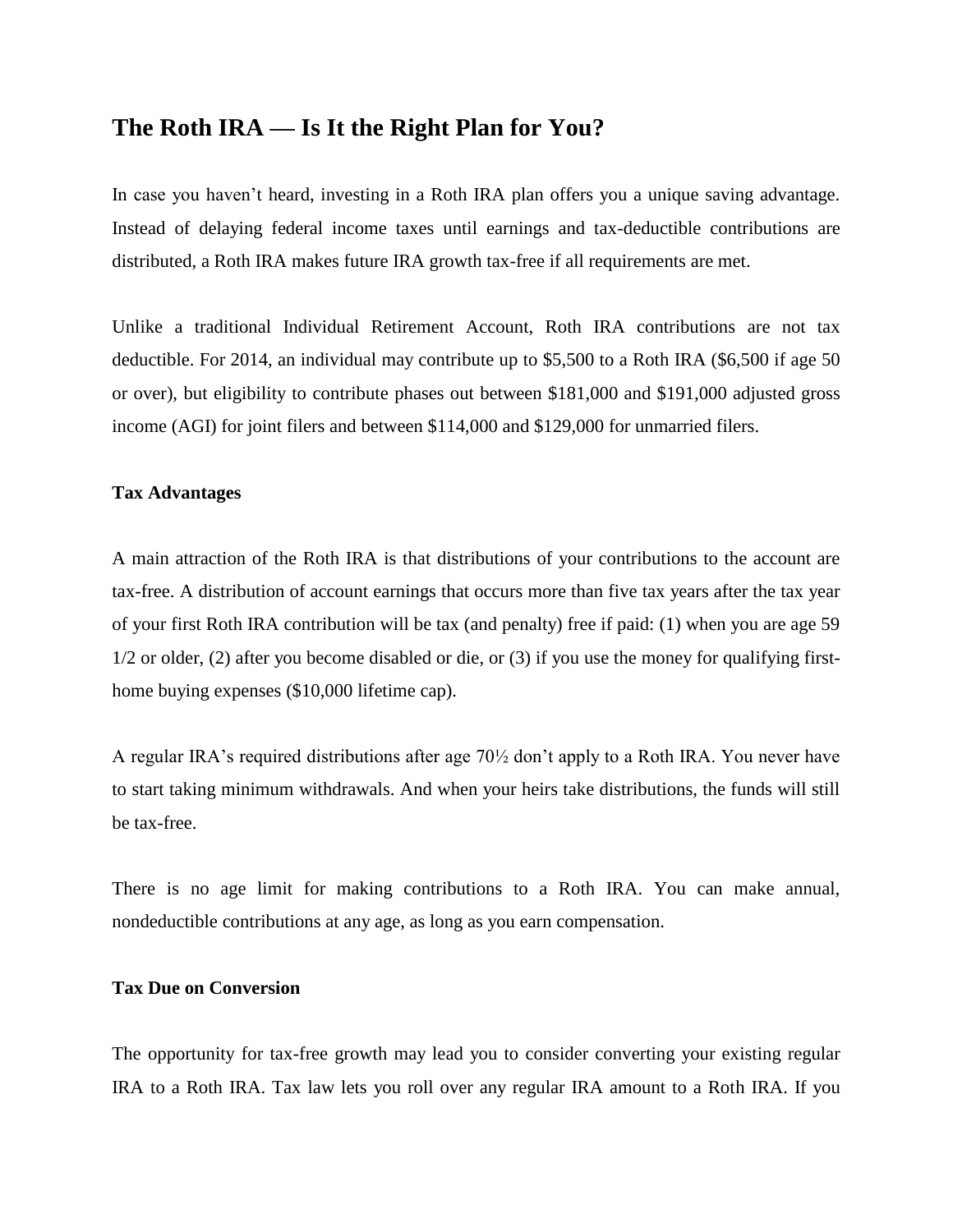# The Roth IRA — Is It the Right Plan for You?

In case you haven't heard, investing in a Roth IRA plan offers you a unique saving advantage. Instead of delaying federal income taxes until earnings and tax-deductible contributions are distributed, a Roth IRA makes future IRA growth tax-free if all requirements are met.

Unlike a traditional Individual Retirement Account, Roth IRA contributions are not tax deductible. For 2014, an individual may contribute up to $5,500 to a Roth IRA ($6,500 if age 50 or over), but eligibility to contribute phases out between $181,000 and $191,000 adjusted gross income (AGI) for joint filers and between $114,000 and $129,000 for unmarried filers.

**Tax Advantages**

A main attraction of the Roth IRA is that distributions of your contributions to the account are tax-free. A distribution of account earnings that occurs more than five tax years after the tax year of your first Roth IRA contribution will be tax (and penalty) free if paid: (1) when you are age 59 1/2 or older, (2) after you become disabled or die, or (3) if you use the money for qualifying first-home buying expenses ($10,000 lifetime cap).

A regular IRA's required distributions after age 70½ don't apply to a Roth IRA. You never have to start taking minimum withdrawals. And when your heirs take distributions, the funds will still be tax-free.

There is no age limit for making contributions to a Roth IRA. You can make annual, nondeductible contributions at any age, as long as you earn compensation.

**Tax Due on Conversion**

The opportunity for tax-free growth may lead you to consider converting your existing regular IRA to a Roth IRA. Tax law lets you roll over any regular IRA amount to a Roth IRA. If you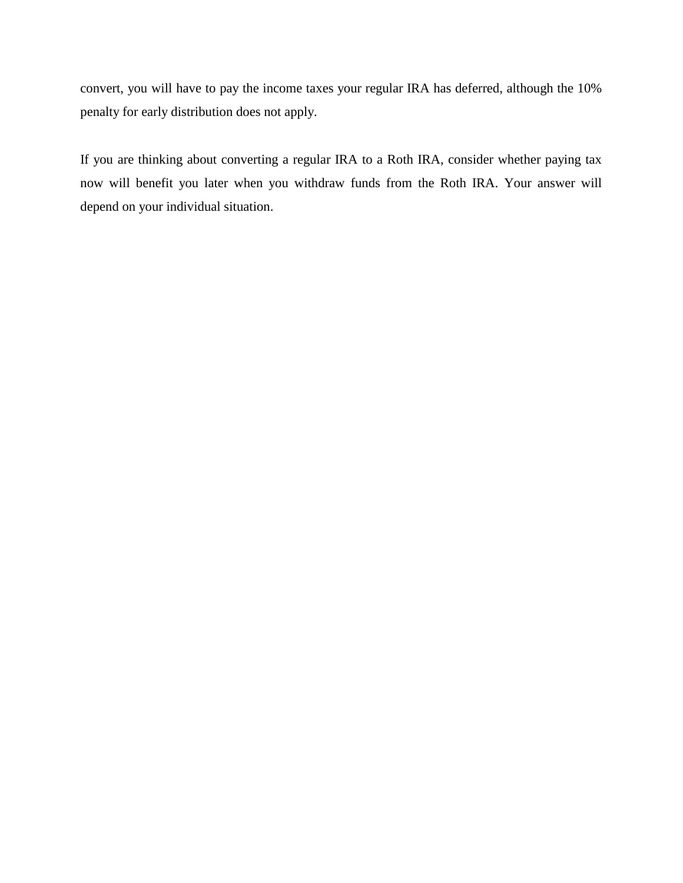convert, you will have to pay the income taxes your regular IRA has deferred, although the 10% penalty for early distribution does not apply.

If you are thinking about converting a regular IRA to a Roth IRA, consider whether paying tax now will benefit you later when you withdraw funds from the Roth IRA. Your answer will depend on your individual situation.